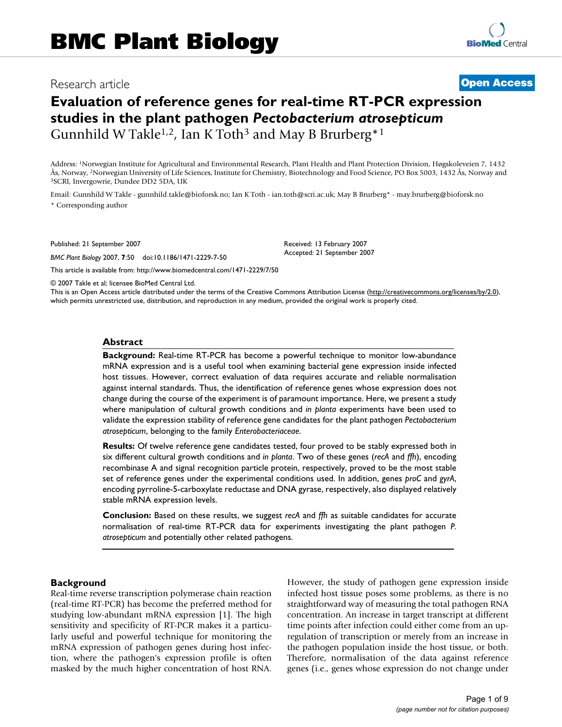BMC Plant Biology

Research article

Open Access

# Evaluation of reference genes for real-time RT-PCR expression studies in the plant pathogen *Pectobacterium atrosepticum*

Gunnhild W Takle[1,2], Ian K Toth[3] and May B Brurberg*[1]

Address: [1]Norwegian Institute for Agricultural and Environmental Research, Plant Health and Plant Protection Division, Høgskoleveien 7, 1432 Ås, Norway, [2]Norwegian University of Life Sciences, Institute for Chemistry, Biotechnology and Food Science, PO Box 5003, 1432 Ås, Norway and [3]SCRI, Invergowrie, Dundee DD2 5DA, UK

Email: Gunnhild W Takle - gunnhild.takle@bioforsk.no; Ian K Toth - ian.toth@scri.ac.uk; May B Brurberg* - may.brurberg@bioforsk.no

* Corresponding author

Published: 21 September 2007

*BMC Plant Biology* 2007, **7**:50 doi:10.1186/1471-2229-7-50

Received: 13 February 2007
Accepted: 21 September 2007

This article is available from: http://www.biomedcentral.com/1471-2229/7/50

© 2007 Takle et al; licensee BioMed Central Ltd.
This is an Open Access article distributed under the terms of the Creative Commons Attribution License (http://creativecommons.org/licenses/by/2.0), which permits unrestricted use, distribution, and reproduction in any medium, provided the original work is properly cited.

## Abstract

**Background:** Real-time RT-PCR has become a powerful technique to monitor low-abundance mRNA expression and is a useful tool when examining bacterial gene expression inside infected host tissues. However, correct evaluation of data requires accurate and reliable normalisation against internal standards. Thus, the identification of reference genes whose expression does not change during the course of the experiment is of paramount importance. Here, we present a study where manipulation of cultural growth conditions and *in planta* experiments have been used to validate the expression stability of reference gene candidates for the plant pathogen *Pectobacterium atrosepticum*, belonging to the family *Enterobacteriaceae*.

**Results:** Of twelve reference gene candidates tested, four proved to be stably expressed both in six different cultural growth conditions and *in planta*. Two of these genes (*recA* and *ffh*), encoding recombinase A and signal recognition particle protein, respectively, proved to be the most stable set of reference genes under the experimental conditions used. In addition, genes *proC* and *gyrA*, encoding pyrroline-5-carboxylate reductase and DNA gyrase, respectively, also displayed relatively stable mRNA expression levels.

**Conclusion:** Based on these results, we suggest *recA* and *ffh* as suitable candidates for accurate normalisation of real-time RT-PCR data for experiments investigating the plant pathogen *P. atrosepticum* and potentially other related pathogens.

## Background

Real-time reverse transcription polymerase chain reaction (real-time RT-PCR) has become the preferred method for studying low-abundant mRNA expression [1]. The high sensitivity and specificity of RT-PCR makes it a particularly useful and powerful technique for monitoring the mRNA expression of pathogen genes during host infection, where the pathogen's expression profile is often masked by the much higher concentration of host RNA. However, the study of pathogen gene expression inside infected host tissue poses some problems, as there is no straightforward way of measuring the total pathogen RNA concentration. An increase in target transcript at different time points after infection could either come from an up-regulation of transcription or merely from an increase in the pathogen population inside the host tissue, or both. Therefore, normalisation of the data against reference genes (i.e., genes whose expression do not change under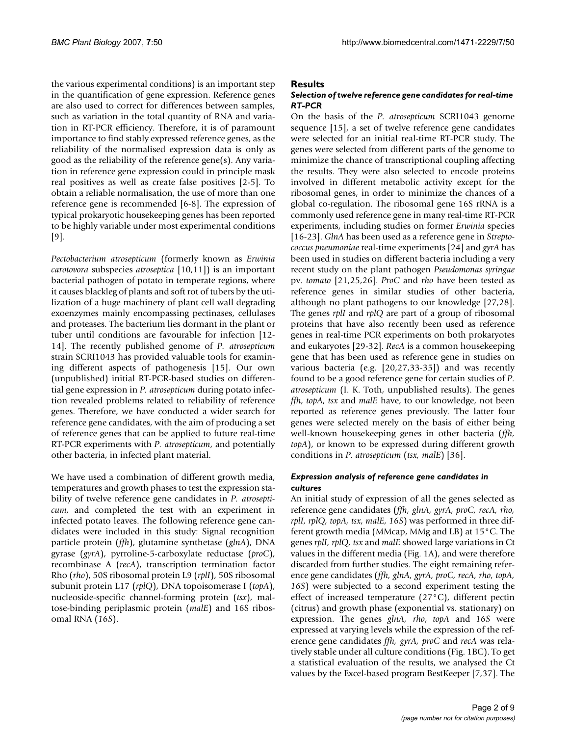the various experimental conditions) is an important step in the quantification of gene expression. Reference genes are also used to correct for differences between samples, such as variation in the total quantity of RNA and variation in RT-PCR efficiency. Therefore, it is of paramount importance to find stably expressed reference genes, as the reliability of the normalised expression data is only as good as the reliability of the reference gene(s). Any variation in reference gene expression could in principle mask real positives as well as create false positives [2-5]. To obtain a reliable normalisation, the use of more than one reference gene is recommended [6-8]. The expression of typical prokaryotic housekeeping genes has been reported to be highly variable under most experimental conditions [9].

*Pectobacterium atrosepticum* (formerly known as *Erwinia carotovora* subspecies *atroseptica* [10,11]) is an important bacterial pathogen of potato in temperate regions, where it causes blackleg of plants and soft rot of tubers by the utilization of a huge machinery of plant cell wall degrading exoenzymes mainly encompassing pectinases, cellulases and proteases. The bacterium lies dormant in the plant or tuber until conditions are favourable for infection [12-14]. The recently published genome of *P. atrosepticum* strain SCRI1043 has provided valuable tools for examining different aspects of pathogenesis [15]. Our own (unpublished) initial RT-PCR-based studies on differential gene expression in *P. atrosepticum* during potato infection revealed problems related to reliability of reference genes. Therefore, we have conducted a wider search for reference gene candidates, with the aim of producing a set of reference genes that can be applied to future real-time RT-PCR experiments with *P. atrosepticum*, and potentially other bacteria, in infected plant material.

We have used a combination of different growth media, temperatures and growth phases to test the expression stability of twelve reference gene candidates in *P. atrosepticum*, and completed the test with an experiment in infected potato leaves. The following reference gene candidates were included in this study: Signal recognition particle protein (*ffh*), glutamine synthetase (*glnA*), DNA gyrase (*gyrA*), pyrroline-5-carboxylate reductase (*proC*), recombinase A (*recA*), transcription termination factor Rho (*rho*), 50S ribosomal protein L9 (*rplI*), 50S ribosomal subunit protein L17 (*rplQ*), DNA topoisomerase I (*topA*), nucleoside-specific channel-forming protein (*tsx*), maltose-binding periplasmic protein (*malE*) and 16S ribosomal RNA (*16S*).

## Results

### *Selection of twelve reference gene candidates for real-time RT-PCR*

On the basis of the *P. atrosepticum* SCRI1043 genome sequence [15], a set of twelve reference gene candidates were selected for an initial real-time RT-PCR study. The genes were selected from different parts of the genome to minimize the chance of transcriptional coupling affecting the results. They were also selected to encode proteins involved in different metabolic activity except for the ribosomal genes, in order to minimize the chances of a global co-regulation. The ribosomal gene 16S rRNA is a commonly used reference gene in many real-time RT-PCR experiments, including studies on former *Erwinia* species [16-23]. *GlnA* has been used as a reference gene in *Streptococcus pneumoniae* real-time experiments [24] and *gyrA* has been used in studies on different bacteria including a very recent study on the plant pathogen *Pseudomonas syringae* pv. *tomato* [21,25,26]. *ProC* and *rho* have been tested as reference genes in similar studies of other bacteria, although no plant pathogens to our knowledge [27,28]. The genes *rplI* and *rplQ* are part of a group of ribosomal proteins that have also recently been used as reference genes in real-time PCR experiments on both prokaryotes and eukaryotes [29-32]. *RecA* is a common housekeeping gene that has been used as reference gene in studies on various bacteria (e.g. [20,27,33-35]) and was recently found to be a good reference gene for certain studies of *P. atrosepticum* (I. K. Toth, unpublished results). The genes *ffh*, *topA*, *tsx* and *malE* have, to our knowledge, not been reported as reference genes previously. The latter four genes were selected merely on the basis of either being well-known housekeeping genes in other bacteria (*ffh*, *topA*), or known to be expressed during different growth conditions in *P. atrosepticum* (*tsx*, *malE*) [36].

### *Expression analysis of reference gene candidates in cultures*

An initial study of expression of all the genes selected as reference gene candidates (*ffh*, *glnA*, *gyrA*, *proC*, *recA*, *rho*, *rplI*, *rplQ*, *topA*, *tsx*, *malE*, *16S*) was performed in three different growth media (MMcap, MMg and LB) at 15°C. The genes *rplI*, *rplQ*, *tsx* and *malE* showed large variations in Ct values in the different media (Fig. 1A), and were therefore discarded from further studies. The eight remaining reference gene candidates (*ffh*, *glnA*, *gyrA*, *proC*, *recA*, *rho*, *topA*, *16S*) were subjected to a second experiment testing the effect of increased temperature (27°C), different pectin (citrus) and growth phase (exponential vs. stationary) on expression. The genes *glnA*, *rho*, *topA* and *16S* were expressed at varying levels while the expression of the reference gene candidates *ffh*, *gyrA*, *proC* and *recA* was relatively stable under all culture conditions (Fig. 1BC). To get a statistical evaluation of the results, we analysed the Ct values by the Excel-based program BestKeeper [7,37]. The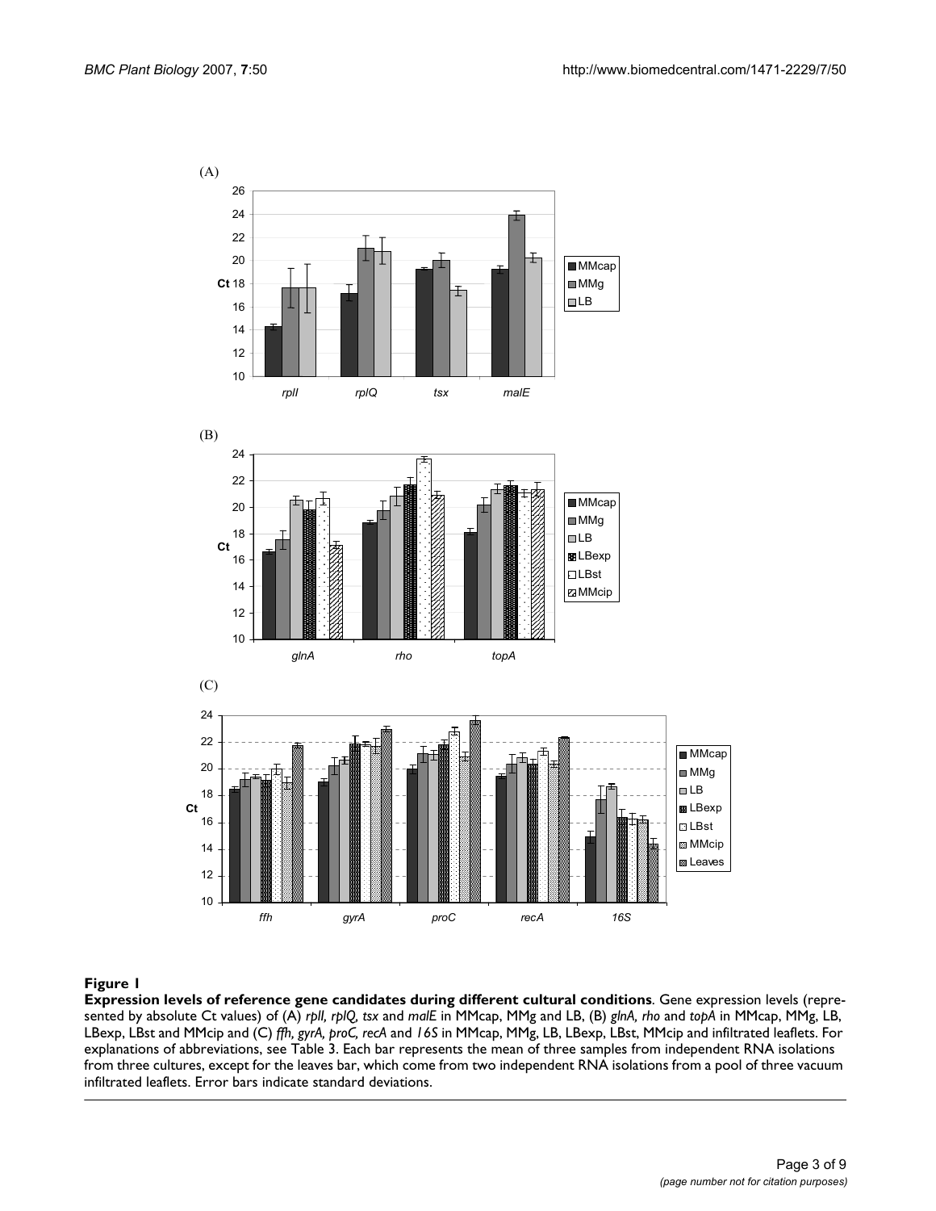**Figure 1**

**Expression levels of reference gene candidates during different cultural conditions**. Gene expression levels (represented by absolute Ct values) of (A) *rplI, rplQ, tsx* and *malE* in MMcap, MMg and LB, (B) *glnA, rho* and *topA* in MMcap, MMg, LB, LBexp, LBst and MMcip and (C) *ffh, gyrA, proC, recA* and *16S* in MMcap, MMg, LB, LBexp, LBst, MMcip and infiltrated leaflets. For explanations of abbreviations, see Table 3. Each bar represents the mean of three samples from independent RNA isolations from three cultures, except for the leaves bar, which come from two independent RNA isolations from a pool of three vacuum infiltrated leaflets. Error bars indicate standard deviations.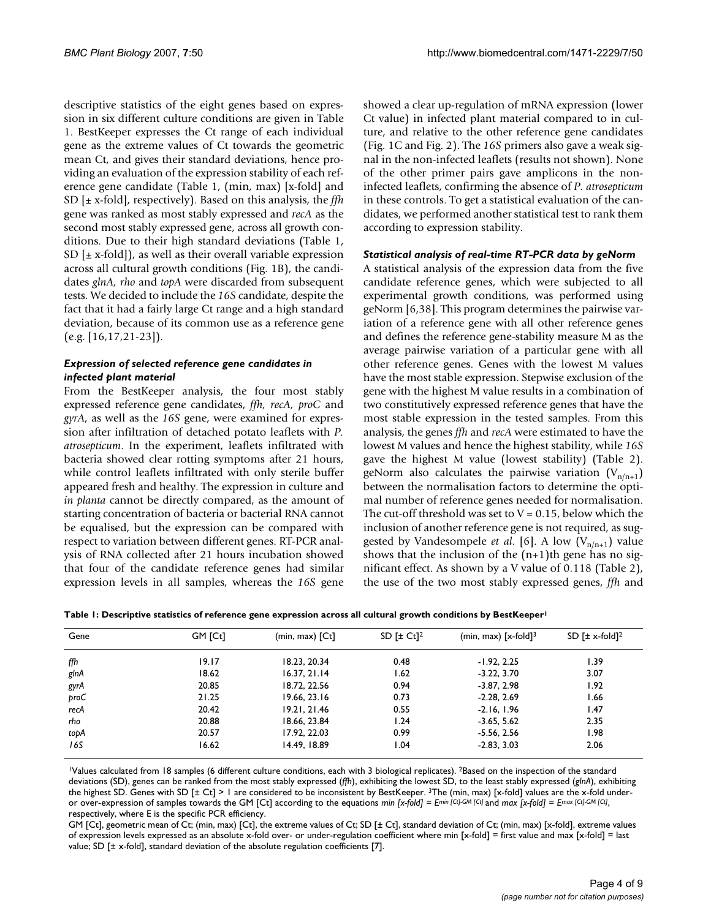descriptive statistics of the eight genes based on expression in six different culture conditions are given in Table 1. BestKeeper expresses the Ct range of each individual gene as the extreme values of Ct towards the geometric mean Ct, and gives their standard deviations, hence providing an evaluation of the expression stability of each reference gene candidate (Table 1, (min, max) [x-fold] and SD [± x-fold], respectively). Based on this analysis, the *ffh* gene was ranked as most stably expressed and *recA* as the second most stably expressed gene, across all growth conditions. Due to their high standard deviations (Table 1, SD [± x-fold]), as well as their overall variable expression across all cultural growth conditions (Fig. 1B), the candidates *glnA*, *rho* and *topA* were discarded from subsequent tests. We decided to include the *16S* candidate, despite the fact that it had a fairly large Ct range and a high standard deviation, because of its common use as a reference gene (e.g. [16,17,21-23]).

### *Expression of selected reference gene candidates in infected plant material*

From the BestKeeper analysis, the four most stably expressed reference gene candidates, *ffh*, *recA*, *proC* and *gyrA*, as well as the *16S* gene, were examined for expression after infiltration of detached potato leaflets with *P. atrosepticum*. In the experiment, leaflets infiltrated with bacteria showed clear rotting symptoms after 21 hours, while control leaflets infiltrated with only sterile buffer appeared fresh and healthy. The expression in culture and *in planta* cannot be directly compared, as the amount of starting concentration of bacteria or bacterial RNA cannot be equalised, but the expression can be compared with respect to variation between different genes. RT-PCR analysis of RNA collected after 21 hours incubation showed that four of the candidate reference genes had similar expression levels in all samples, whereas the *16S* gene showed a clear up-regulation of mRNA expression (lower Ct value) in infected plant material compared to in culture, and relative to the other reference gene candidates (Fig. 1C and Fig. 2). The *16S* primers also gave a weak signal in the non-infected leaflets (results not shown). None of the other primer pairs gave amplicons in the non-infected leaflets, confirming the absence of *P. atrosepticum* in these controls. To get a statistical evaluation of the candidates, we performed another statistical test to rank them according to expression stability.

### *Statistical analysis of real-time RT-PCR data by geNorm*

A statistical analysis of the expression data from the five candidate reference genes, which were subjected to all experimental growth conditions, was performed using geNorm [6,38]. This program determines the pairwise variation of a reference gene with all other reference genes and defines the reference gene-stability measure M as the average pairwise variation of a particular gene with all other reference genes. Genes with the lowest M values have the most stable expression. Stepwise exclusion of the gene with the highest M value results in a combination of two constitutively expressed reference genes that have the most stable expression in the tested samples. From this analysis, the genes *ffh* and *recA* were estimated to have the lowest M values and hence the highest stability, while *16S* gave the highest M value (lowest stability) (Table 2). geNorm also calculates the pairwise variation ($V_{n/n+1}$) between the normalisation factors to determine the optimal number of reference genes needed for normalisation. The cut-off threshold was set to V = 0.15, below which the inclusion of another reference gene is not required, as suggested by Vandesompele *et al*. [6]. A low ($V_{n/n+1}$) value shows that the inclusion of the (n+1)th gene has no significant effect. As shown by a V value of 0.118 (Table 2), the use of the two most stably expressed genes, *ffh* and

**Table 1: Descriptive statistics of reference gene expression across all cultural growth conditions by BestKeeper[1]**

| Gene | GM [Ct] | (min, max) [Ct] | SD [± Ct][2] | (min, max) [x-fold][3] | SD [± x-fold][2] |
|---|---|---|---|---|---|
| *ffh* | 19.17 | 18.23, 20.34 | 0.48 | -1.92, 2.25 | 1.39 |
| *glnA* | 18.62 | 16.37, 21.14 | 1.62 | -3.22, 3.70 | 3.07 |
| *gyrA* | 20.85 | 18.72, 22.56 | 0.94 | -3.87, 2.98 | 1.92 |
| *proC* | 21.25 | 19.66, 23.16 | 0.73 | -2.28, 2.69 | 1.66 |
| *recA* | 20.42 | 19.21, 21.46 | 0.55 | -2.16, 1.96 | 1.47 |
| *rho* | 20.88 | 18.66, 23.84 | 1.24 | -3.65, 5.62 | 2.35 |
| *topA* | 20.57 | 17.92, 22.03 | 0.99 | -5.56, 2.56 | 1.98 |
| *16S* | 16.62 | 14.49, 18.89 | 1.04 | -2.83, 3.03 | 2.06 |

[1]Values calculated from 18 samples (6 different culture conditions, each with 3 biological replicates). [2]Based on the inspection of the standard deviations (SD), genes can be ranked from the most stably expressed (*ffh*), exhibiting the lowest SD, to the least stably expressed (*glnA*), exhibiting the highest SD. Genes with SD [± Ct] > 1 are considered to be inconsistent by BestKeeper. [3]The (min, max) [x-fold] values are the x-fold under- or over-expression of samples towards the GM [Ct] according to the equations *min [x-fold]* = $E^{min\ [Ct]-GM\ [Ct]}$ and *max [x-fold]* = $E^{max\ [Ct]-GM\ [Ct]}$, respectively, where E is the specific PCR efficiency.

GM [Ct], geometric mean of Ct; (min, max) [Ct], the extreme values of Ct; SD [± Ct], standard deviation of Ct; (min, max) [x-fold], extreme values of expression levels expressed as an absolute x-fold over- or under-regulation coefficient where min [x-fold] = first value and max [x-fold] = last value; SD [± x-fold], standard deviation of the absolute regulation coefficients [7].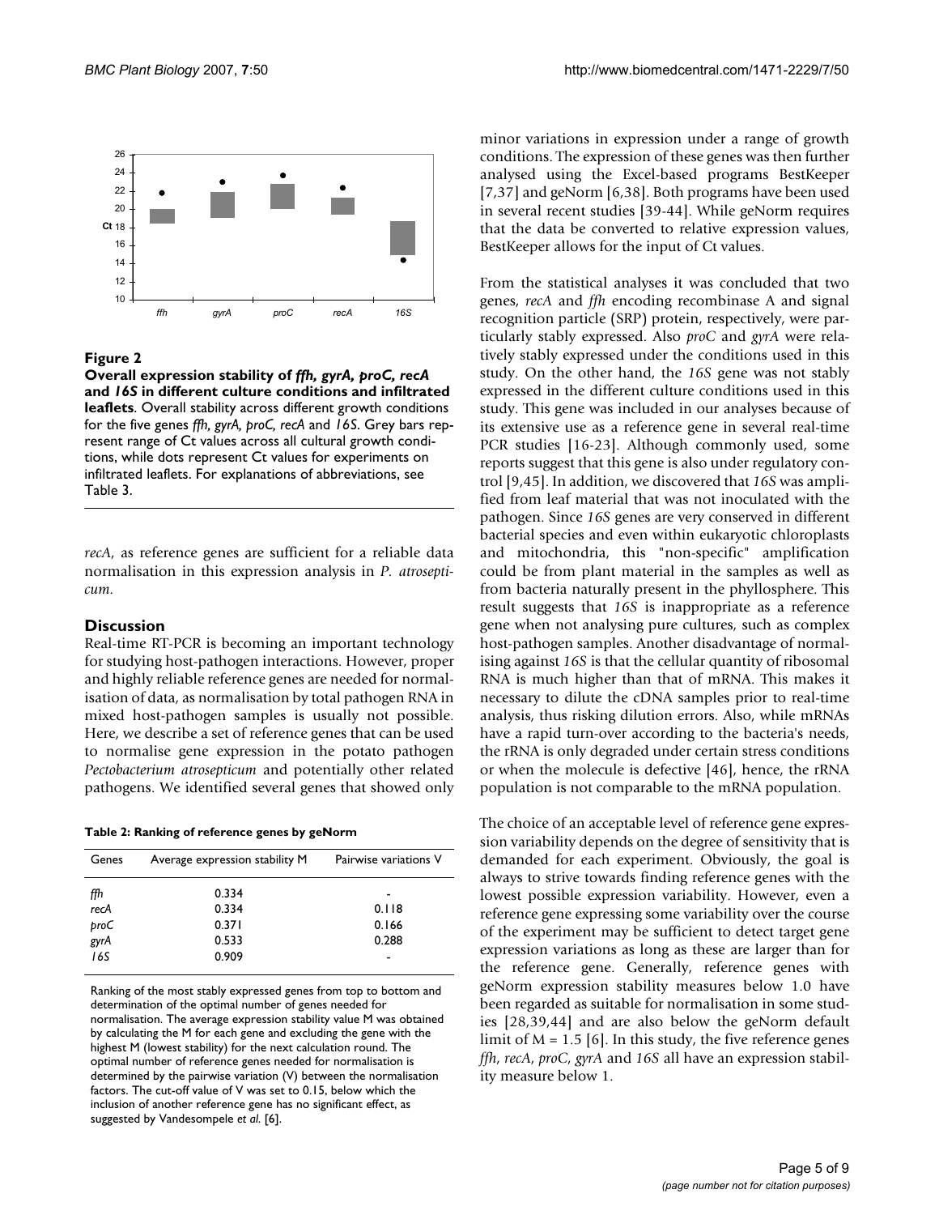**Figure 2**

**Overall expression stability of *ffh, gyrA, proC, recA* and *16S* in different culture conditions and infiltrated leaflets**. Overall stability across different growth conditions for the five genes *ffh*, *gyrA*, *proC*, *recA* and *16S*. Grey bars represent range of Ct values across all cultural growth conditions, while dots represent Ct values for experiments on infiltrated leaflets. For explanations of abbreviations, see Table 3.

*recA*, as reference genes are sufficient for a reliable data normalisation in this expression analysis in *P. atrosepticum*.

## Discussion

Real-time RT-PCR is becoming an important technology for studying host-pathogen interactions. However, proper and highly reliable reference genes are needed for normalisation of data, as normalisation by total pathogen RNA in mixed host-pathogen samples is usually not possible. Here, we describe a set of reference genes that can be used to normalise gene expression in the potato pathogen *Pectobacterium atrosepticum* and potentially other related pathogens. We identified several genes that showed only minor variations in expression under a range of growth conditions. The expression of these genes was then further analysed using the Excel-based programs BestKeeper [7,37] and geNorm [6,38]. Both programs have been used in several recent studies [39-44]. While geNorm requires that the data be converted to relative expression values, BestKeeper allows for the input of Ct values.

**Table 2: Ranking of reference genes by geNorm**

| Genes | Average expression stability M | Pairwise variations V |
|---|---|---|
| *ffh* | 0.334 | - |
| *recA* | 0.334 | 0.118 |
| *proC* | 0.371 | 0.166 |
| *gyrA* | 0.533 | 0.288 |
| *16S* | 0.909 | - |

Ranking of the most stably expressed genes from top to bottom and determination of the optimal number of genes needed for normalisation. The average expression stability value M was obtained by calculating the M for each gene and excluding the gene with the highest M (lowest stability) for the next calculation round. The optimal number of reference genes needed for normalisation is determined by the pairwise variation (V) between the normalisation factors. The cut-off value of V was set to 0.15, below which the inclusion of another reference gene has no significant effect, as suggested by Vandesompele *et al.* [6].

From the statistical analyses it was concluded that two genes, *recA* and *ffh* encoding recombinase A and signal recognition particle (SRP) protein, respectively, were particularly stably expressed. Also *proC* and *gyrA* were relatively stably expressed under the conditions used in this study. On the other hand, the *16S* gene was not stably expressed in the different culture conditions used in this study. This gene was included in our analyses because of its extensive use as a reference gene in several real-time PCR studies [16-23]. Although commonly used, some reports suggest that this gene is also under regulatory control [9,45]. In addition, we discovered that *16S* was amplified from leaf material that was not inoculated with the pathogen. Since *16S* genes are very conserved in different bacterial species and even within eukaryotic chloroplasts and mitochondria, this "non-specific" amplification could be from plant material in the samples as well as from bacteria naturally present in the phyllosphere. This result suggests that *16S* is inappropriate as a reference gene when not analysing pure cultures, such as complex host-pathogen samples. Another disadvantage of normalising against *16S* is that the cellular quantity of ribosomal RNA is much higher than that of mRNA. This makes it necessary to dilute the cDNA samples prior to real-time analysis, thus risking dilution errors. Also, while mRNAs have a rapid turn-over according to the bacteria's needs, the rRNA is only degraded under certain stress conditions or when the molecule is defective [46], hence, the rRNA population is not comparable to the mRNA population.

The choice of an acceptable level of reference gene expression variability depends on the degree of sensitivity that is demanded for each experiment. Obviously, the goal is always to strive towards finding reference genes with the lowest possible expression variability. However, even a reference gene expressing some variability over the course of the experiment may be sufficient to detect target gene expression variations as long as these are larger than for the reference gene. Generally, reference genes with geNorm expression stability measures below 1.0 have been regarded as suitable for normalisation in some studies [28,39,44] and are also below the geNorm default limit of $M = 1.5$ [6]. In this study, the five reference genes *ffh*, *recA*, *proC*, *gyrA* and *16S* all have an expression stability measure below 1.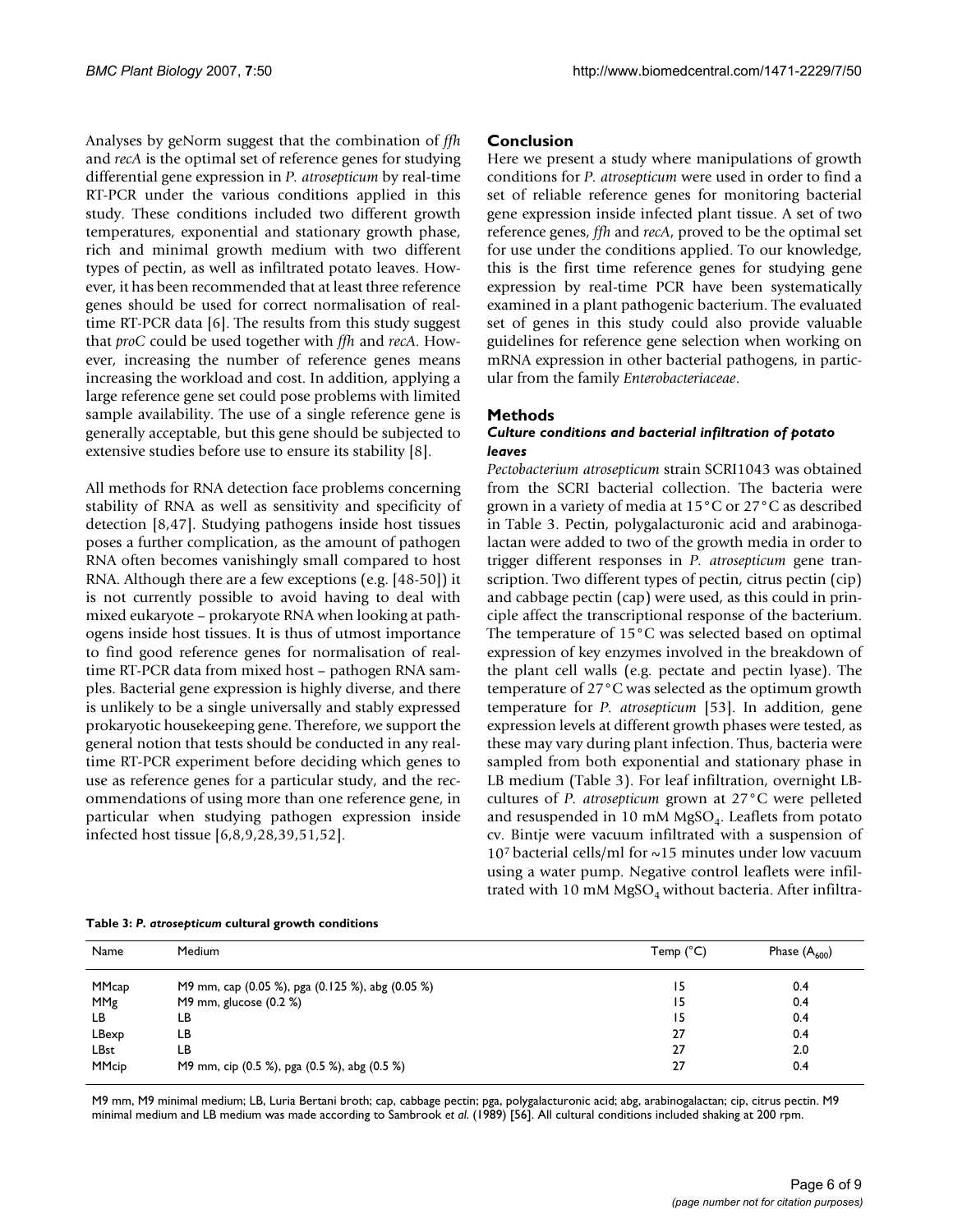Analyses by geNorm suggest that the combination of *ffh* and *recA* is the optimal set of reference genes for studying differential gene expression in *P. atrosepticum* by real-time RT-PCR under the various conditions applied in this study. These conditions included two different growth temperatures, exponential and stationary growth phase, rich and minimal growth medium with two different types of pectin, as well as infiltrated potato leaves. However, it has been recommended that at least three reference genes should be used for correct normalisation of real-time RT-PCR data [6]. The results from this study suggest that *proC* could be used together with *ffh* and *recA*. However, increasing the number of reference genes means increasing the workload and cost. In addition, applying a large reference gene set could pose problems with limited sample availability. The use of a single reference gene is generally acceptable, but this gene should be subjected to extensive studies before use to ensure its stability [8].

All methods for RNA detection face problems concerning stability of RNA as well as sensitivity and specificity of detection [8,47]. Studying pathogens inside host tissues poses a further complication, as the amount of pathogen RNA often becomes vanishingly small compared to host RNA. Although there are a few exceptions (e.g. [48-50]) it is not currently possible to avoid having to deal with mixed eukaryote – prokaryote RNA when looking at pathogens inside host tissues. It is thus of utmost importance to find good reference genes for normalisation of real-time RT-PCR data from mixed host – pathogen RNA samples. Bacterial gene expression is highly diverse, and there is unlikely to be a single universally and stably expressed prokaryotic housekeeping gene. Therefore, we support the general notion that tests should be conducted in any real-time RT-PCR experiment before deciding which genes to use as reference genes for a particular study, and the recommendations of using more than one reference gene, in particular when studying pathogen expression inside infected host tissue [6,8,9,28,39,51,52].

## Conclusion

Here we present a study where manipulations of growth conditions for *P. atrosepticum* were used in order to find a set of reliable reference genes for monitoring bacterial gene expression inside infected plant tissue. A set of two reference genes, *ffh* and *recA*, proved to be the optimal set for use under the conditions applied. To our knowledge, this is the first time reference genes for studying gene expression by real-time PCR have been systematically examined in a plant pathogenic bacterium. The evaluated set of genes in this study could also provide valuable guidelines for reference gene selection when working on mRNA expression in other bacterial pathogens, in particular from the family *Enterobacteriaceae*.

## Methods

### Culture conditions and bacterial infiltration of potato leaves

*Pectobacterium atrosepticum* strain SCRI1043 was obtained from the SCRI bacterial collection. The bacteria were grown in a variety of media at 15°C or 27°C as described in Table 3. Pectin, polygalacturonic acid and arabinogalactan were added to two of the growth media in order to trigger different responses in *P. atrosepticum* gene transcription. Two different types of pectin, citrus pectin (cip) and cabbage pectin (cap) were used, as this could in principle affect the transcriptional response of the bacterium. The temperature of 15°C was selected based on optimal expression of key enzymes involved in the breakdown of the plant cell walls (e.g. pectate and pectin lyase). The temperature of 27°C was selected as the optimum growth temperature for *P. atrosepticum* [53]. In addition, gene expression levels at different growth phases were tested, as these may vary during plant infection. Thus, bacteria were sampled from both exponential and stationary phase in LB medium (Table 3). For leaf infiltration, overnight LB-cultures of *P. atrosepticum* grown at 27°C were pelleted and resuspended in 10 mM $MgSO_4$. Leaflets from potato cv. Bintje were vacuum infiltrated with a suspension of $10^7$ bacterial cells/ml for ~15 minutes under low vacuum using a water pump. Negative control leaflets were infiltrated with 10 mM $MgSO_4$ without bacteria. After infiltra-

**Table 3: *P. atrosepticum* cultural growth conditions**

| Name | Medium | Temp (°C) | Phase ($A_{600}$) |
|---|---|---|---|
| MMcap | M9 mm, cap (0.05 %), pga (0.125 %), abg (0.05 %) | 15 | 0.4 |
| MMg | M9 mm, glucose (0.2 %) | 15 | 0.4 |
| LB | LB | 15 | 0.4 |
| LBexp | LB | 27 | 0.4 |
| LBst | LB | 27 | 2.0 |
| MMcip | M9 mm, cip (0.5 %), pga (0.5 %), abg (0.5 %) | 27 | 0.4 |

M9 mm, M9 minimal medium; LB, Luria Bertani broth; cap, cabbage pectin; pga, polygalacturonic acid; abg, arabinogalactan; cip, citrus pectin. M9 minimal medium and LB medium was made according to Sambrook *et al.* (1989) [56]. All cultural conditions included shaking at 200 rpm.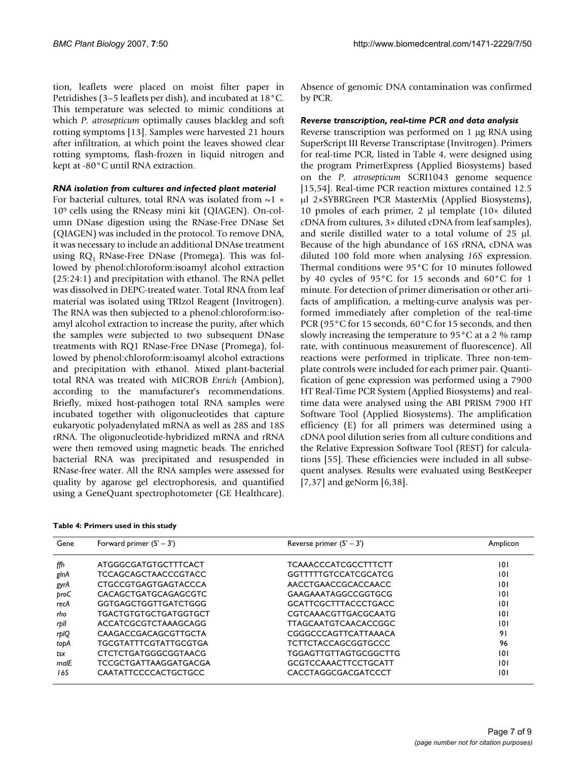tion, leaflets were placed on moist filter paper in Petridishes (3–5 leaflets per dish), and incubated at 18°C. This temperature was selected to mimic conditions at which *P. atrosepticum* optimally causes blackleg and soft rotting symptoms [13]. Samples were harvested 21 hours after infiltration, at which point the leaves showed clear rotting symptoms, flash-frozen in liquid nitrogen and kept at -80°C until RNA extraction.

#### *RNA isolation from cultures and infected plant material*

For bacterial cultures, total RNA was isolated from ~1 × $10^9$ cells using the RNeasy mini kit (QIAGEN). On-column DNase digestion using the RNase-Free DNase Set (QIAGEN) was included in the protocol. To remove DNA, it was necessary to include an additional DNAse treatment using $RQ_1$ RNase-Free DNase (Promega). This was followed by phenol:chloroform:isoamyl alcohol extraction (25:24:1) and precipitation with ethanol. The RNA pellet was dissolved in DEPC-treated water. Total RNA from leaf material was isolated using TRIzol Reagent (Invitrogen). The RNA was then subjected to a phenol:chloroform:isoamyl alcohol extraction to increase the purity, after which the samples were subjected to two subsequent DNase treatments with RQ1 RNase-Free DNase (Promega), followed by phenol:chloroform:isoamyl alcohol extractions and precipitation with ethanol. Mixed plant-bacterial total RNA was treated with MICROB *Enrich* (Ambion), according to the manufacturer's recommendations. Briefly, mixed host-pathogen total RNA samples were incubated together with oligonucleotides that capture eukaryotic polyadenylated mRNA as well as 28S and 18S rRNA. The oligonucleotide-hybridized mRNA and rRNA were then removed using magnetic beads. The enriched bacterial RNA was precipitated and resuspended in RNase-free water. All the RNA samples were assessed for quality by agarose gel electrophoresis, and quantified using a GeneQuant spectrophotometer (GE Healthcare). Absence of genomic DNA contamination was confirmed by PCR.

#### *Reverse transcription, real-time PCR and data analysis*

Reverse transcription was performed on 1 μg RNA using SuperScript III Reverse Transcriptase (Invitrogen). Primers for real-time PCR, listed in Table 4, were designed using the program PrimerExpress (Applied Biosystems) based on the *P. atrosepticum* SCRI1043 genome sequence [15,54]. Real-time PCR reaction mixtures contained 12.5 μl 2×SYBRGreen PCR MasterMix (Applied Biosystems), 10 pmoles of each primer, 2 μl template (10× diluted cDNA from cultures, 3× diluted cDNA from leaf samples), and sterile distilled water to a total volume of 25 μl. Because of the high abundance of 16S rRNA, cDNA was diluted 100 fold more when analysing *16S* expression. Thermal conditions were 95°C for 10 minutes followed by 40 cycles of 95°C for 15 seconds and 60°C for 1 minute. For detection of primer dimerisation or other artifacts of amplification, a melting-curve analysis was performed immediately after completion of the real-time PCR (95°C for 15 seconds, 60°C for 15 seconds, and then slowly increasing the temperature to 95°C at a 2 % ramp rate, with continuous measurement of fluorescence). All reactions were performed in triplicate. Three non-template controls were included for each primer pair. Quantification of gene expression was performed using a 7900 HT Real-Time PCR System (Applied Biosystems) and real-time data were analysed using the ABI PRISM 7900 HT Software Tool (Applied Biosystems). The amplification efficiency (E) for all primers was determined using a cDNA pool dilution series from all culture conditions and the Relative Expression Software Tool (REST) for calculations [55]. These efficiencies were included in all subsequent analyses. Results were evaluated using BestKeeper [7,37] and geNorm [6,38].

**Table 4: Primers used in this study**

| Gene | Forward primer (5' – 3') | Reverse primer (5' – 3') | Amplicon |
|---|---|---|---|
| *ffh* | ATGGGCGATGTGCTTTCACT | TCAAACCCATCGCCTTTCTT | 101 |
| *glnA* | TCCAGCAGCTAACCCGTACC | GGTTTTTGTCCATCGCATCG | 101 |
| *gyrA* | CTGCCGTGAGTGAGTACCCA | AACCTGAACCGCACCAACC | 101 |
| *proC* | CACAGCTGATGCAGAGCGTC | GAAGAAATAGGCCGGTGCG | 101 |
| *recA* | GGTGAGCTGGTTGATCTGGG | GCATTCGCTTTACCCTGACC | 101 |
| *rho* | TGACTGTGTGCTGATGGTGCT | CGTCAAACGTTGACGCAATG | 101 |
| *rplI* | ACCATCGCGTCTAAAGCAGG | TTAGCAATGTCAACACCGGC | 101 |
| *rplQ* | CAAGACCGACAGCGTTGCTA | CGGGCCCAGTTCATTAAACA | 91 |
| *topA* | TGCGTATTTCGTATTGCGTGA | TCTTCTACCAGCGGTGCCC | 96 |
| *tsx* | CTCTCTGATGGGCGGTAACG | TGGAGTTGTTAGTGCGGCTTG | 101 |
| *malE* | TCCGCTGATTAAGGATGACGA | GCGTCCAAACTTCCTGCATT | 101 |
| *16S* | CAATATTCCCCACTGCTGCC | CACCTAGGCGACGATCCCT | 101 |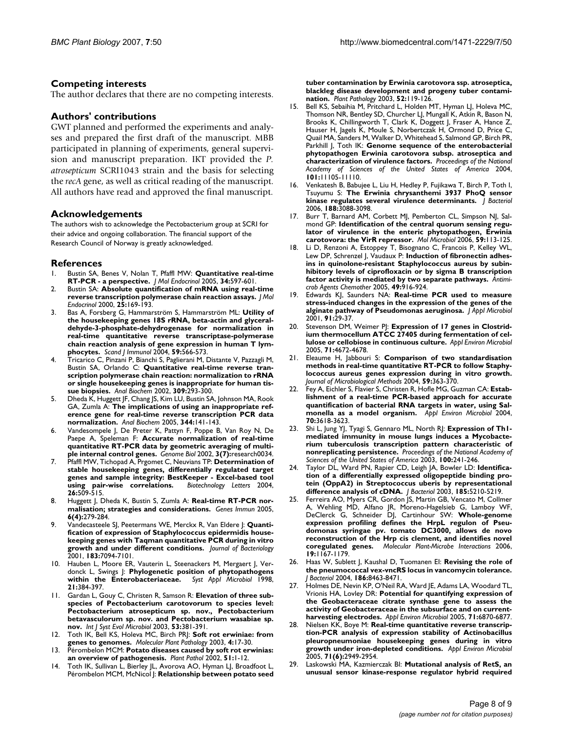## Competing interests

The author declares that there are no competing interests.

## Authors' contributions

GWT planned and performed the experiments and analyses and prepared the first draft of the manuscript. MBB participated in planning of experiments, general supervision and manuscript preparation. IKT provided the *P. atrosepticum* SCRI1043 strain and the basis for selecting the *recA* gene, as well as critical reading of the manuscript. All authors have read and approved the final manuscript.

## Acknowledgements

The authors wish to acknowledge the Pectobacterium group at SCRI for their advice and ongoing collaboration. The financial support of the Research Council of Norway is greatly acknowledged.

## References

1. Bustin SA, Benes V, Nolan T, Pfaffl MW: **Quantitative real-time RT-PCR - a perspective.** *J Mol Endocrinol* 2005, **34:**597-601.
2. Bustin SA: **Absolute quantification of mRNA using real-time reverse transcription polymerase chain reaction assays.** *J Mol Endocrinol* 2000, **25:**169-193.
3. Bas A, Forsberg G, Hammarström S, Hammarström ML: **Utility of the housekeeping genes 18S rRNA, beta-actin and glyceraldehyde-3-phosphate-dehydrogenase for normalization in real-time quantitative reverse transcriptase-polymerase chain reaction analysis of gene expression in human T lymphocytes.** *Scand J Immunol* 2004, **59:**566-573.
4. Tricarico C, Pinzani P, Bianchi S, Paglierani M, Distante V, Pazzagli M, Bustin SA, Orlando C: **Quantitative real-time reverse transcription polymerase chain reaction: normalization to rRNA or single housekeeping genes is inappropriate for human tissue biopsies.** *Anal Biochem* 2002, **309:**293-300.
5. Dheda K, Huggett JF, Chang JS, Kim LU, Bustin SA, Johnson MA, Rook GA, Zumla A: **The implications of using an inappropriate reference gene for real-time reverse transcription PCR data normalization.** *Anal Biochem* 2005, **344:**141-143.
6. Vandesompele J, De Preter K, Pattyn F, Poppe B, Van Roy N, De Paepe A, Speleman F: **Accurate normalization of real-time quantitative RT-PCR data by geometric averaging of multiple internal control genes.** *Genome Biol* 2002, **3(7):**research0034.
7. Pfaffl MW, Tichopad A, Prgomet C, Neuvians TP: **Determination of stable housekeeping genes, differentially regulated target genes and sample integrity: BestKeeper - Excel-based tool using pair-wise correlations.** *Biotechnology Letters* 2004, **26:**509-515.
8. Huggett J, Dheda K, Bustin S, Zumla A: **Real-time RT-PCR normalisation; strategies and considerations.** *Genes Immun* 2005, **6(4):**279-284.
9. Vandecasteele SJ, Peetermans WE, Merckx R, Van Eldere J: **Quantification of expression of Staphylococcus epidermidis housekeeping genes with Taqman quantitative PCR during in vitro growth and under different conditions.** *Journal of Bacteriology* 2001, **183:**7094-7101.
10. Hauben L, Moore ER, Vauterin L, Steenackers M, Mergaert J, Verdonck L, Swings J: **Phylogenetic position of phytopathogens within the Enterobacteriaceae.** *Syst Appl Microbiol* 1998, **21:**384-397.
11. Gardan L, Gouy C, Christen R, Samson R: **Elevation of three subspecies of Pectobacterium carotovorum to species level: Pectobacterium atrosepticum sp. nov., Pectobacterium betavasculorum sp. nov. and Pectobacterium wasabiae sp. nov.** *Int J Syst Evol Microbiol* 2003, **53:**381-391.
12. Toth IK, Bell KS, Holeva MC, Birch PRJ: **Soft rot erwiniae: from genes to genomes.** *Molecular Plant Pathology* 2003, **4:**17-30.
13. Pérombelon MCM: **Potato diseases caused by soft rot erwinias: an overview of pathogenesis.** *Plant Pathol* 2002, **51:**1-12.
14. Toth IK, Sullivan L, Bierley JL, Avorova AO, Hyman LJ, Broadfoot L, Pérombelon MCM, McNicol J: **Relationship between potato seed tuber contamination by Erwinia carotovora ssp. atroseptica, blackleg disease development and progeny tuber contamination.** *Plant Pathology* 2003, **52:**119-126.
15. Bell KS, Sebaihia M, Pritchard L, Holden MT, Hyman LJ, Holeva MC, Thomson NR, Bentley SD, Churcher LJ, Mungall K, Atkin R, Bason N, Brooks K, Chillingworth T, Clark K, Doggett J, Fraser A, Hance Z, Hauser H, Jagels K, Moule S, Norbertczak H, Ormond D, Price C, Quail MA, Sanders M, Walker D, Whitehead S, Salmond GP, Birch PR, Parkhill J, Toth IK: **Genome sequence of the enterobacterial phytopathogen Erwinia carotovora subsp. atroseptica and characterization of virulence factors.** *Proceedings of the National Academy of Sciences of the United States of America* 2004, **101:**11105-11110.
16. Venkatesh B, Babujee L, Liu H, Hedley P, Fujikawa T, Birch P, Toth I, Tsuyumu S: **The Erwinia chrysanthemi 3937 PhoQ sensor kinase regulates several virulence determinants.** *J Bacteriol* 2006, **188:**3088-3098.
17. Burr T, Barnard AM, Corbett MJ, Pemberton CL, Simpson NJ, Salmond GP: **Identification of the central quorum sensing regulator of virulence in the enteric phytopathogen, Erwinia carotovora: the VirR repressor.** *Mol Microbiol* 2006, **59:**113-125.
18. Li D, Renzoni A, Estoppey T, Bisognano C, Francois P, Kelley WL, Lew DP, Schrenzel J, Vaudaux P: **Induction of fibronectin adhesins in quinolone-resistant Staphylococcus aureus by subinhibitory levels of ciprofloxacin or by sigma B transcription factor activity is mediated by two separate pathways.** *Antimicrob Agents Chemother* 2005, **49:**916-924.
19. Edwards KJ, Saunders NA: **Real-time PCR used to measure stress-induced changes in the expression of the genes of the alginate pathway of Pseudomonas aeruginosa.** *J Appl Microbiol* 2001, **91:**29-37.
20. Stevenson DM, Weimer PJ: **Expression of 17 genes in Clostridium thermocellum ATCC 27405 during fermentation of cellulose or cellobiose in continuous culture.** *Appl Environ Microbiol* 2005, **71:**4672-4678.
21. Eleaume H, Jabbouri S: **Comparison of two standardisation methods in real-time quantitative RT-PCR to follow Staphylococcus aureus genes expression during in vitro growth.** *Journal of Microbiological Methods* 2004, **59:**363-370.
22. Fey A, Eichler S, Flavier S, Christen R, Hofle MG, Guzman CA: **Establishment of a real-time PCR-based approach for accurate quantification of bacterial RNA targets in water, using Salmonella as a model organism.** *Appl Environ Microbiol* 2004, **70:**3618-3623.
23. Shi L, Jung YJ, Tyagi S, Gennaro ML, North RJ: **Expression of Th1-mediated immunity in mouse lungs induces a Mycobacterium tuberculosis transcription pattern characteristic of nonreplicating persistence.** *Proceedings of the National Academy of Sciences of the United States of America* 2003, **100:**241-246.
24. Taylor DL, Ward PN, Rapier CD, Leigh JA, Bowler LD: **Identification of a differentially expressed oligopeptide binding protein (OppA2) in Streptococcus uberis by representational difference analysis of cDNA.** *J Bacteriol* 2003, **185:**5210-5219.
25. Ferreira AO, Myers CR, Gordon JS, Martin GB, Vencato M, Collmer A, Wehling MD, Alfano JR, Moreno-Hagelsieb G, Lamboy WF, DeClerck G, Schneider DJ, Cartinhour SW: **Whole-genome expression profiling defines the HrpL regulon of Pseudomonas syringae pv. tomato DC3000, allows de novo reconstruction of the Hrp cis clement, and identifies novel coregulated genes.** *Molecular Plant-Microbe Interactions* 2006, **19:**1167-1179.
26. Haas W, Sublett J, Kaushal D, Tuomanen EI: **Revising the role of the pneumococcal vex-vncRS locus in vancomycin tolerance.** *J Bacteriol* 2004, **186:**8463-8471.
27. Holmes DE, Nevin KP, O'Neil RA, Ward JE, Adams LA, Woodard TL, Vrionis HA, Lovley DR: **Potential for quantifying expression of the Geobacteraceae citrate synthase gene to assess the activity of Geobacteraceae in the subsurface and on current-harvesting electrodes.** *Appl Environ Microbiol* 2005, **71:**6870-6877.
28. Nielsen KK, Boye M: **Real-time quantitative reverse transcription-PCR analysis of expression stability of Actinobacillus pleuropneumoniae housekeeping genes during in vitro growth under iron-depleted conditions.** *Appl Environ Microbiol* 2005, **71(6):**2949-2954.
29. Laskowski MA, Kazmierczak BI: **Mutational analysis of RetS, an unusual sensor kinase-response regulator hybrid required**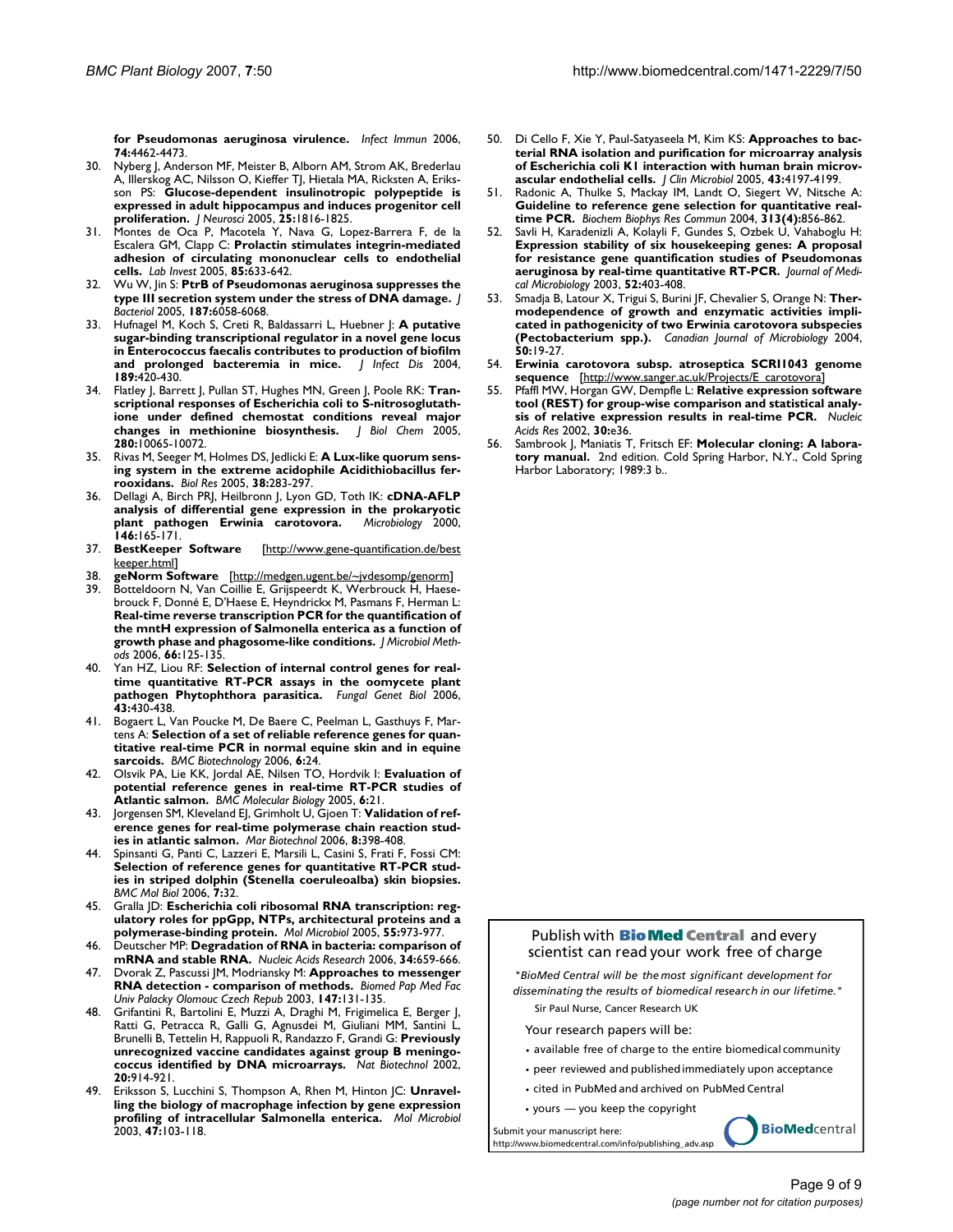**for Pseudomonas aeruginosa virulence.** *Infect Immun* 2006, **74:**4462-4473.

30. Nyberg J, Anderson MF, Meister B, Alborn AM, Strom AK, Brederlau A, Illerskog AC, Nilsson O, Kieffer TJ, Hietala MA, Ricksten A, Eriksson PS: **Glucose-dependent insulinotropic polypeptide is expressed in adult hippocampus and induces progenitor cell proliferation.** *J Neurosci* 2005, **25:**1816-1825.
31. Montes de Oca P, Macotela Y, Nava G, Lopez-Barrera F, de la Escalera GM, Clapp C: **Prolactin stimulates integrin-mediated adhesion of circulating mononuclear cells to endothelial cells.** *Lab Invest* 2005, **85:**633-642.
32. Wu W, Jin S: **PtrB of Pseudomonas aeruginosa suppresses the type III secretion system under the stress of DNA damage.** *J Bacteriol* 2005, **187:**6058-6068.
33. Hufnagel M, Koch S, Creti R, Baldassarri L, Huebner J: **A putative sugar-binding transcriptional regulator in a novel gene locus in Enterococcus faecalis contributes to production of biofilm and prolonged bacteremia in mice.** *J Infect Dis* 2004, **189:**420-430.
34. Flatley J, Barrett J, Pullan ST, Hughes MN, Green J, Poole RK: **Transcriptional responses of Escherichia coli to S-nitrosoglutathione under defined chemostat conditions reveal major changes in methionine biosynthesis.** *J Biol Chem* 2005, **280:**10065-10072.
35. Rivas M, Seeger M, Holmes DS, Jedlicki E: **A Lux-like quorum sensing system in the extreme acidophile Acidithiobacillus ferrooxidans.** *Biol Res* 2005, **38:**283-297.
36. Dellagi A, Birch PRJ, Heilbronn J, Lyon GD, Toth IK: **cDNA-AFLP analysis of differential gene expression in the prokaryotic plant pathogen Erwinia carotovora.** *Microbiology* 2000, **146:**165-171.
37. **BestKeeper Software** [http://www.gene-quantification.de/bestkeeper.html]
38. **geNorm Software** [http://medgen.ugent.be/~jvdesomp/genorm]
39. Botteldoorn N, Van Coillie E, Grijspeerdt K, Werbrouck H, Haesebrouck F, Donné E, D'Haese E, Heyndrickx M, Pasmans F, Herman L: **Real-time reverse transcription PCR for the quantification of the mntH expression of Salmonella enterica as a function of growth phase and phagosome-like conditions.** *J Microbiol Methods* 2006, **66:**125-135.
40. Yan HZ, Liou RF: **Selection of internal control genes for real-time quantitative RT-PCR assays in the oomycete plant pathogen Phytophthora parasitica.** *Fungal Genet Biol* 2006, **43:**430-438.
41. Bogaert L, Van Poucke M, De Baere C, Peelman L, Gasthuys F, Martens A: **Selection of a set of reliable reference genes for quantitative real-time PCR in normal equine skin and in equine sarcoids.** *BMC Biotechnology* 2006, **6:**24.
42. Olsvik PA, Lie KK, Jordal AE, Nilsen TO, Hordvik I: **Evaluation of potential reference genes in real-time RT-PCR studies of Atlantic salmon.** *BMC Molecular Biology* 2005, **6:**21.
43. Jorgensen SM, Kleveland EJ, Grimholt U, Gjoen T: **Validation of reference genes for real-time polymerase chain reaction studies in atlantic salmon.** *Mar Biotechnol* 2006, **8:**398-408.
44. Spinsanti G, Panti C, Lazzeri E, Marsili L, Casini S, Frati F, Fossi CM: **Selection of reference genes for quantitative RT-PCR studies in striped dolphin (Stenella coeruleoalba) skin biopsies.** *BMC Mol Biol* 2006, **7:**32.
45. Gralla JD: **Escherichia coli ribosomal RNA transcription: regulatory roles for ppGpp, NTPs, architectural proteins and a polymerase-binding protein.** *Mol Microbiol* 2005, **55:**973-977.
46. Deutscher MP: **Degradation of RNA in bacteria: comparison of mRNA and stable RNA.** *Nucleic Acids Research* 2006, **34:**659-666.
47. Dvorak Z, Pascussi JM, Modriansky M: **Approaches to messenger RNA detection - comparison of methods.** *Biomed Pap Med Fac Univ Palacky Olomouc Czech Repub* 2003, **147:**131-135.
48. Grifantini R, Bartolini E, Muzzi A, Draghi M, Frigimelica E, Berger J, Ratti G, Petracca R, Galli G, Agnusdei M, Giuliani MM, Santini L, Brunelli B, Tettelin H, Rappuoli R, Randazzo F, Grandi G: **Previously unrecognized vaccine candidates against group B meningococcus identified by DNA microarrays.** *Nat Biotechnol* 2002, **20:**914-921.
49. Eriksson S, Lucchini S, Thompson A, Rhen M, Hinton JC: **Unravelling the biology of macrophage infection by gene expression profiling of intracellular Salmonella enterica.** *Mol Microbiol* 2003, **47:**103-118.
50. Di Cello F, Xie Y, Paul-Satyaseela M, Kim KS: **Approaches to bacterial RNA isolation and purification for microarray analysis of Escherichia coli K1 interaction with human brain microvascular endothelial cells.** *J Clin Microbiol* 2005, **43:**4197-4199.
51. Radonic A, Thulke S, Mackay IM, Landt O, Siegert W, Nitsche A: **Guideline to reference gene selection for quantitative real-time PCR.** *Biochem Biophys Res Commun* 2004, **313(4):**856-862.
52. Savli H, Karadenizli A, Kolayli F, Gundes S, Ozbek U, Vahaboglu H: **Expression stability of six housekeeping genes: A proposal for resistance gene quantification studies of Pseudomonas aeruginosa by real-time quantitative RT-PCR.** *Journal of Medical Microbiology* 2003, **52:**403-408.
53. Smadja B, Latour X, Trigui S, Burini JF, Chevalier S, Orange N: **Thermodependence of growth and enzymatic activities implicated in pathogenicity of two Erwinia carotovora subspecies (Pectobacterium spp.).** *Canadian Journal of Microbiology* 2004, **50:**19-27.
54. **Erwinia carotovora subsp. atroseptica SCRI1043 genome sequence** [http://www.sanger.ac.uk/Projects/E_carotovora]
55. Pfaffl MW, Horgan GW, Dempfle L: **Relative expression software tool (REST) for group-wise comparison and statistical analysis of relative expression results in real-time PCR.** *Nucleic Acids Res* 2002, **30:**e36.
56. Sambrook J, Maniatis T, Fritsch EF: **Molecular cloning: A laboratory manual.** 2nd edition. Cold Spring Harbor, N.Y., Cold Spring Harbor Laboratory; 1989:3 b..

Publish with **BioMed Central** and every scientist can read your work free of charge

*"BioMed Central will be the most significant development for disseminating the results of biomedical research in our lifetime."*

Sir Paul Nurse, Cancer Research UK

Your research papers will be:

- available free of charge to the entire biomedical community
- peer reviewed and published immediately upon acceptance
- cited in PubMed and archived on PubMed Central
- yours — you keep the copyright

Submit your manuscript here:
http://www.biomedcentral.com/info/publishing_adv.asp

BioMedcentral